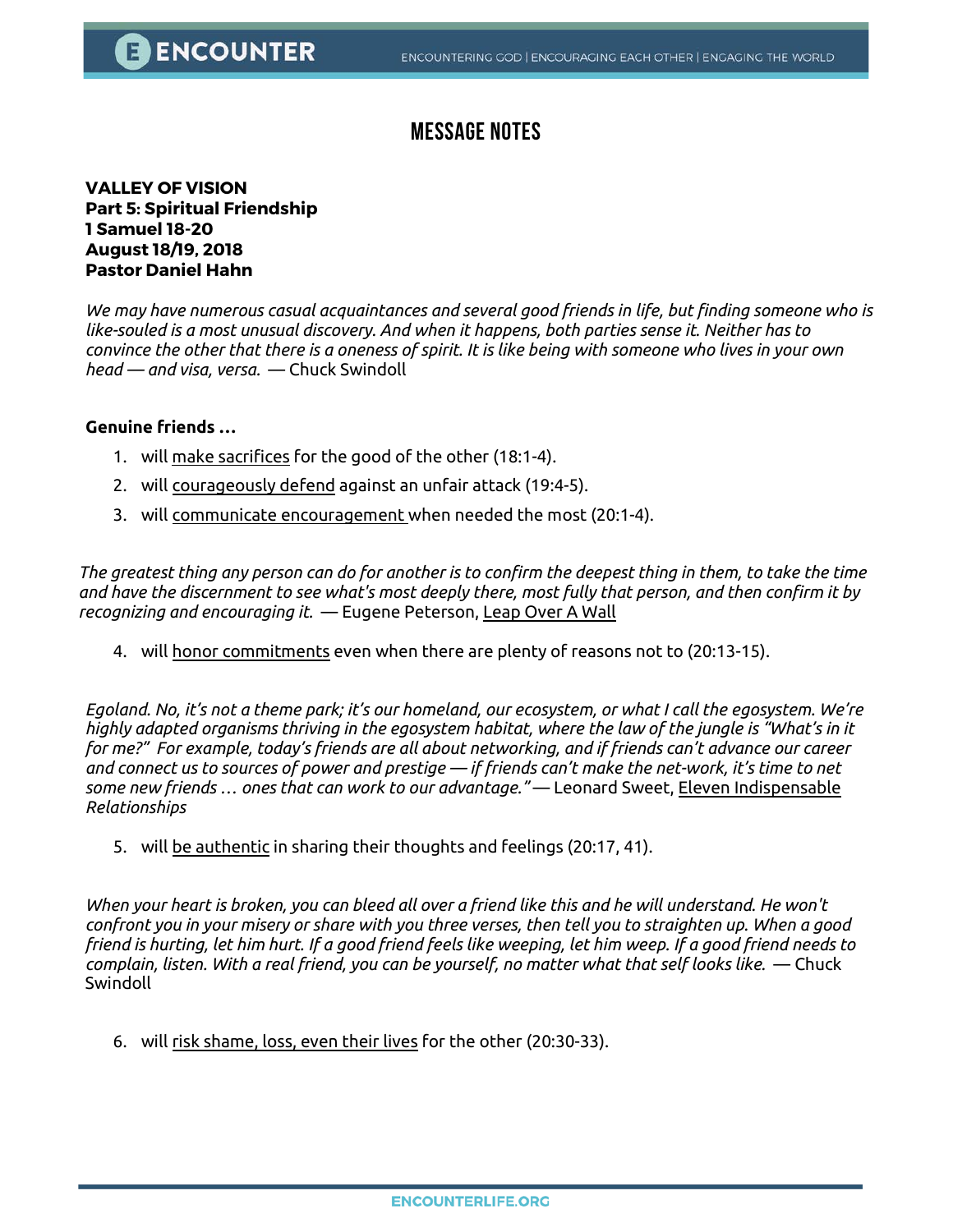# MESSAGE NOTES

**VALLEY OF VISION**
**Part 5: Spiritual Friendship**
**1 Samuel 18-20**
**August 18/19, 2018**
**Pastor Daniel Hahn**

*We may have numerous casual acquaintances and several good friends in life, but finding someone who is like-souled is a most unusual discovery. And when it happens, both parties sense it. Neither has to convince the other that there is a oneness of spirit. It is like being with someone who lives in your own head — and visa, versa.* — Chuck Swindoll

**Genuine friends …**

1. will make sacrifices for the good of the other (18:1-4).
2. will courageously defend against an unfair attack (19:4-5).
3. will communicate encouragement when needed the most (20:1-4).

*The greatest thing any person can do for another is to confirm the deepest thing in them, to take the time and have the discernment to see what's most deeply there, most fully that person, and then confirm it by recognizing and encouraging it.* — Eugene Peterson, Leap Over A Wall

4. will honor commitments even when there are plenty of reasons not to (20:13-15).

*Egoland. No, it's not a theme park; it's our homeland, our ecosystem, or what I call the egosystem. We're highly adapted organisms thriving in the egosystem habitat, where the law of the jungle is "What's in it for me?" For example, today's friends are all about networking, and if friends can't advance our career and connect us to sources of power and prestige — if friends can't make the net-work, it's time to net some new friends … ones that can work to our advantage."* — Leonard Sweet, Eleven Indispensable *Relationships*

5. will be authentic in sharing their thoughts and feelings (20:17, 41).

*When your heart is broken, you can bleed all over a friend like this and he will understand. He won't confront you in your misery or share with you three verses, then tell you to straighten up. When a good friend is hurting, let him hurt. If a good friend feels like weeping, let him weep. If a good friend needs to complain, listen. With a real friend, you can be yourself, no matter what that self looks like.* — Chuck Swindoll

6. will risk shame, loss, even their lives for the other (20:30-33).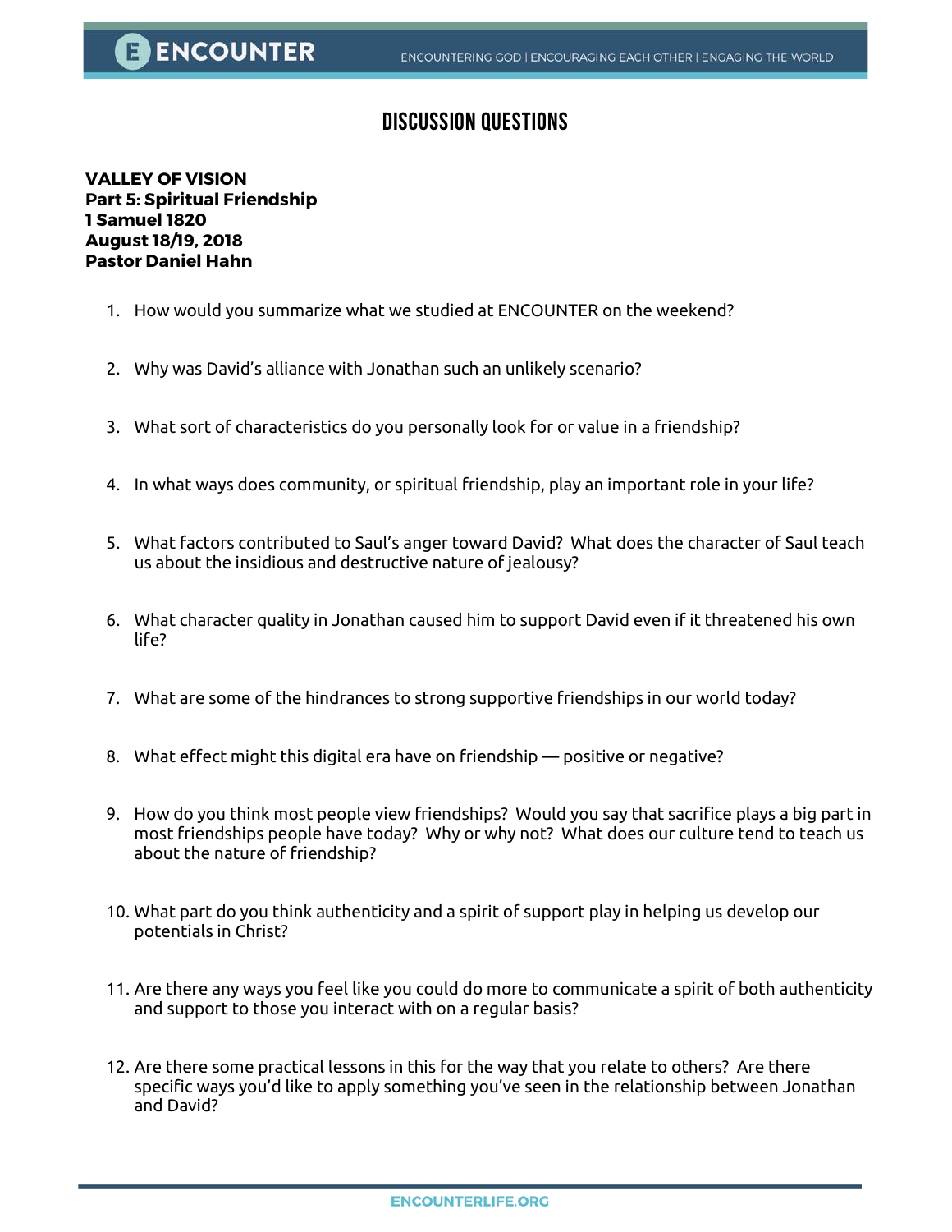# DISCUSSION QUESTIONS

**VALLEY OF VISION**
**Part 5: Spiritual Friendship**
**1 Samuel 1820**
**August 18/19, 2018**
**Pastor Daniel Hahn**

1. How would you summarize what we studied at ENCOUNTER on the weekend?

2. Why was David's alliance with Jonathan such an unlikely scenario?

3. What sort of characteristics do you personally look for or value in a friendship?

4. In what ways does community, or spiritual friendship, play an important role in your life?

5. What factors contributed to Saul's anger toward David? What does the character of Saul teach us about the insidious and destructive nature of jealousy?

6. What character quality in Jonathan caused him to support David even if it threatened his own life?

7. What are some of the hindrances to strong supportive friendships in our world today?

8. What effect might this digital era have on friendship — positive or negative?

9. How do you think most people view friendships? Would you say that sacrifice plays a big part in most friendships people have today? Why or why not? What does our culture tend to teach us about the nature of friendship?

10. What part do you think authenticity and a spirit of support play in helping us develop our potentials in Christ?

11. Are there any ways you feel like you could do more to communicate a spirit of both authenticity and support to those you interact with on a regular basis?

12. Are there some practical lessons in this for the way that you relate to others? Are there specific ways you'd like to apply something you've seen in the relationship between Jonathan and David?